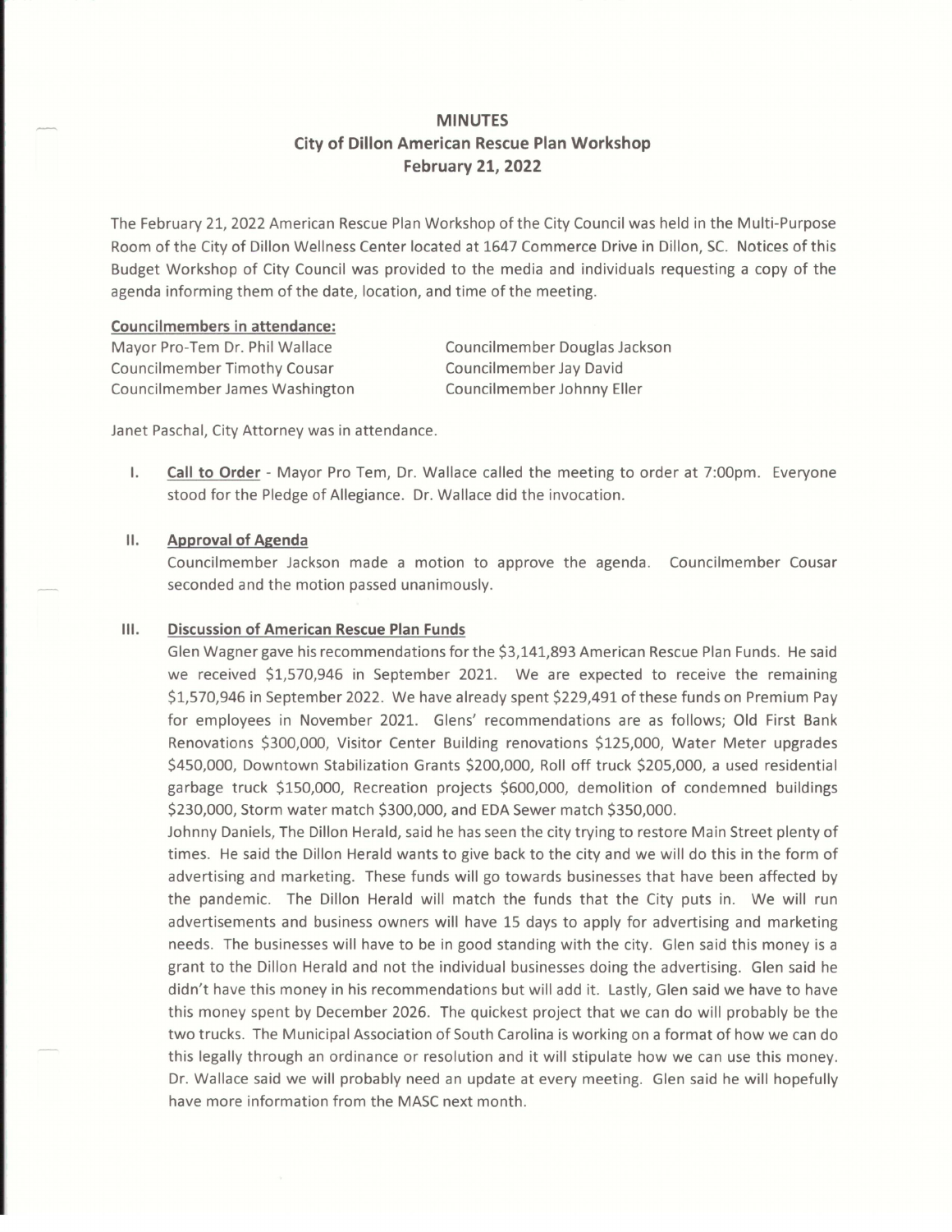# MINUTES

## City of Dillon American Rescue Plan Workshop

## February 21, 2022

The February 21, 2022 American Rescue Plan Workshop of the City Council was held in the Multi-Purpose Room of the City of Dillon Wellness Center located at 1647 Commerce Drive in Dillon, SC. Notices of this Budget Workshop of City Council was provided to the media and individuals requesting a copy of the agenda informing them of the date, location, and time of the meeting.

**Councilmembers in attendance:**

Mayor Pro-Tem Dr. Phil Wallace
Councilmember Timothy Cousar
Councilmember James Washington
Councilmember Douglas Jackson
Councilmember Jay David
Councilmember Johnny Eller

Janet Paschal, City Attorney was in attendance.

I. **Call to Order** - Mayor Pro Tem, Dr. Wallace called the meeting to order at 7:00pm. Everyone stood for the Pledge of Allegiance. Dr. Wallace did the invocation.

II. **Approval of Agenda**

Councilmember Jackson made a motion to approve the agenda. Councilmember Cousar seconded and the motion passed unanimously.

III. **Discussion of American Rescue Plan Funds**

Glen Wagner gave his recommendations for the $3,141,893 American Rescue Plan Funds. He said we received $1,570,946 in September 2021. We are expected to receive the remaining $1,570,946 in September 2022. We have already spent $229,491 of these funds on Premium Pay for employees in November 2021. Glens' recommendations are as follows; Old First Bank Renovations $300,000, Visitor Center Building renovations $125,000, Water Meter upgrades $450,000, Downtown Stabilization Grants $200,000, Roll off truck $205,000, a used residential garbage truck $150,000, Recreation projects $600,000, demolition of condemned buildings $230,000, Storm water match $300,000, and EDA Sewer match $350,000.

Johnny Daniels, The Dillon Herald, said he has seen the city trying to restore Main Street plenty of times. He said the Dillon Herald wants to give back to the city and we will do this in the form of advertising and marketing. These funds will go towards businesses that have been affected by the pandemic. The Dillon Herald will match the funds that the City puts in. We will run advertisements and business owners will have 15 days to apply for advertising and marketing needs. The businesses will have to be in good standing with the city. Glen said this money is a grant to the Dillon Herald and not the individual businesses doing the advertising. Glen said he didn't have this money in his recommendations but will add it. Lastly, Glen said we have to have this money spent by December 2026. The quickest project that we can do will probably be the two trucks. The Municipal Association of South Carolina is working on a format of how we can do this legally through an ordinance or resolution and it will stipulate how we can use this money. Dr. Wallace said we will probably need an update at every meeting. Glen said he will hopefully have more information from the MASC next month.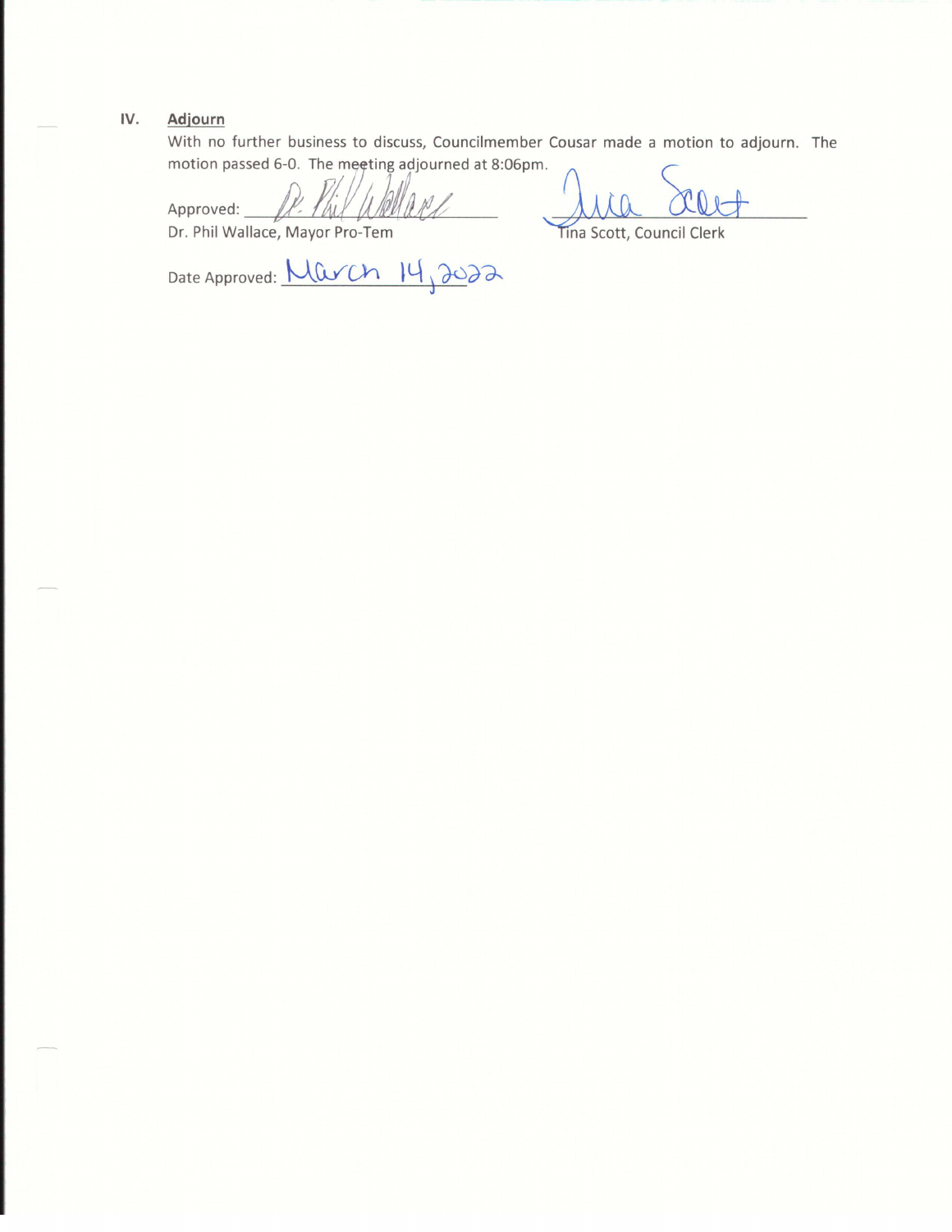## IV. Adjourn

With no further business to discuss, Councilmember Cousar made a motion to adjourn. The motion passed 6-0. The meeting adjourned at 8:06pm.

Approved: Dr. Phil Wallace
Dr. Phil Wallace, Mayor Pro-Tem

Tina Scott
Tina Scott, Council Clerk

Date Approved: March 14, 2022